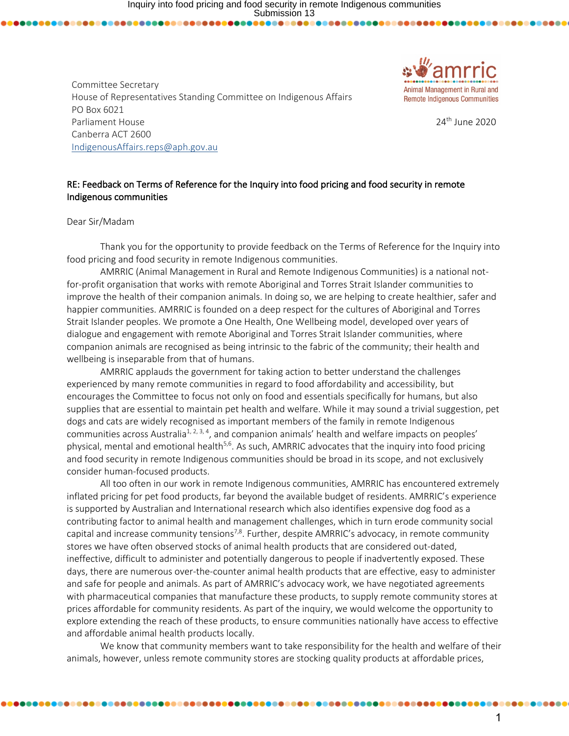Committee Secretary
House of Representatives Standing Committee on Indigenous Affairs
PO Box 6021
Parliament House
Canberra ACT 2600
IndigenousAffairs.reps@aph.gov.au

amrric
Animal Management in Rural and Remote Indigenous Communities

24th June 2020

**RE: Feedback on Terms of Reference for the Inquiry into food pricing and food security in remote Indigenous communities**

Dear Sir/Madam

Thank you for the opportunity to provide feedback on the Terms of Reference for the Inquiry into food pricing and food security in remote Indigenous communities.

AMRRIC (Animal Management in Rural and Remote Indigenous Communities) is a national not-for-profit organisation that works with remote Aboriginal and Torres Strait Islander communities to improve the health of their companion animals. In doing so, we are helping to create healthier, safer and happier communities. AMRRIC is founded on a deep respect for the cultures of Aboriginal and Torres Strait Islander peoples. We promote a One Health, One Wellbeing model, developed over years of dialogue and engagement with remote Aboriginal and Torres Strait Islander communities, where companion animals are recognised as being intrinsic to the fabric of the community; their health and wellbeing is inseparable from that of humans.

AMRRIC applauds the government for taking action to better understand the challenges experienced by many remote communities in regard to food affordability and accessibility, but encourages the Committee to focus not only on food and essentials specifically for humans, but also supplies that are essential to maintain pet health and welfare. While it may sound a trivial suggestion, pet dogs and cats are widely recognised as important members of the family in remote Indigenous communities across Australia[1, 2, 3, 4], and companion animals' health and welfare impacts on peoples' physical, mental and emotional health[5,6]. As such, AMRRIC advocates that the inquiry into food pricing and food security in remote Indigenous communities should be broad in its scope, and not exclusively consider human-focused products.

All too often in our work in remote Indigenous communities, AMRRIC has encountered extremely inflated pricing for pet food products, far beyond the available budget of residents. AMRRIC's experience is supported by Australian and International research which also identifies expensive dog food as a contributing factor to animal health and management challenges, which in turn erode community social capital and increase community tensions[7,8]. Further, despite AMRRIC's advocacy, in remote community stores we have often observed stocks of animal health products that are considered out-dated, ineffective, difficult to administer and potentially dangerous to people if inadvertently exposed. These days, there are numerous over-the-counter animal health products that are effective, easy to administer and safe for people and animals. As part of AMRRIC's advocacy work, we have negotiated agreements with pharmaceutical companies that manufacture these products, to supply remote community stores at prices affordable for community residents. As part of the inquiry, we would welcome the opportunity to explore extending the reach of these products, to ensure communities nationally have access to effective and affordable animal health products locally.

We know that community members want to take responsibility for the health and welfare of their animals, however, unless remote community stores are stocking quality products at affordable prices,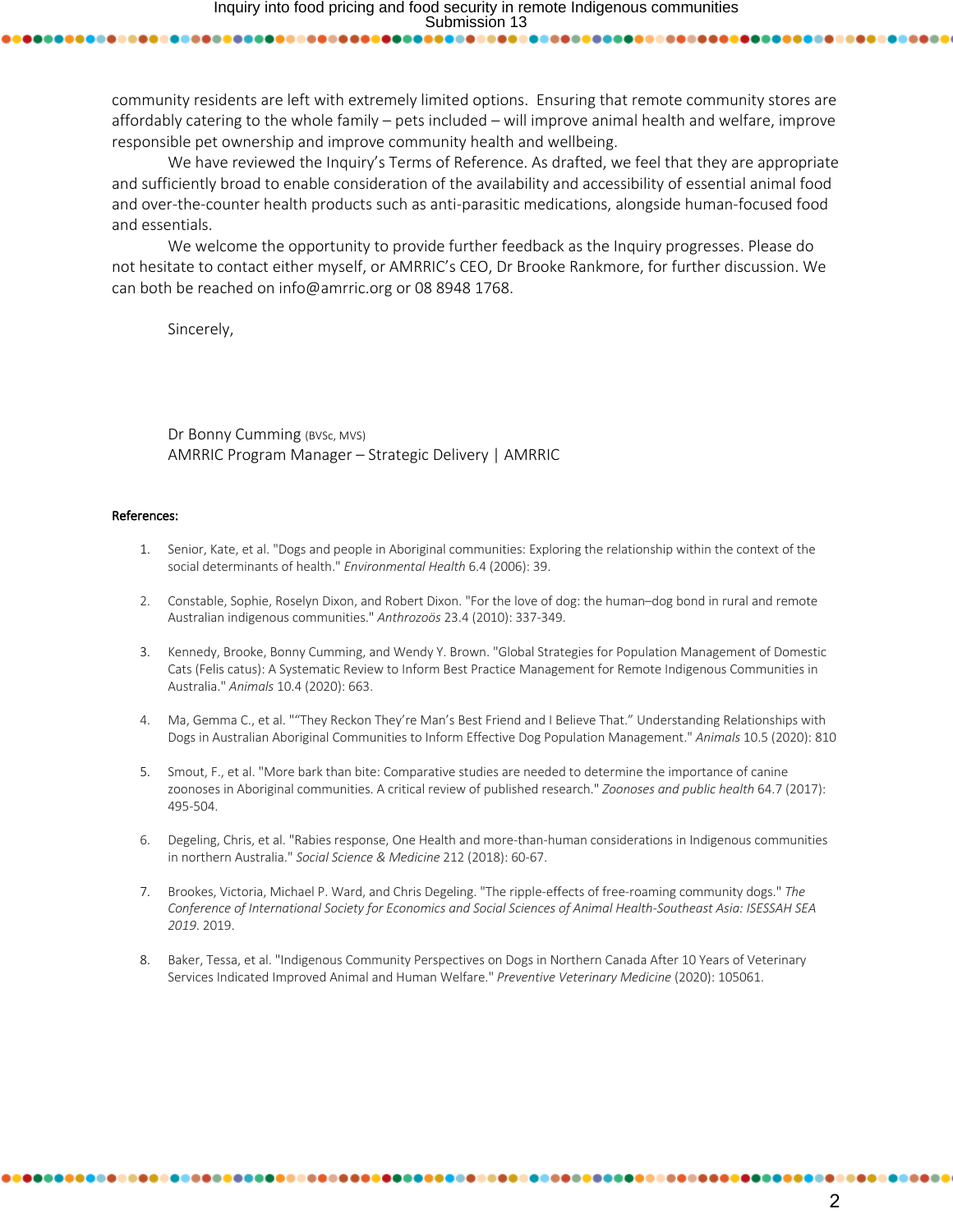community residents are left with extremely limited options. Ensuring that remote community stores are affordably catering to the whole family – pets included – will improve animal health and welfare, improve responsible pet ownership and improve community health and wellbeing.

We have reviewed the Inquiry's Terms of Reference. As drafted, we feel that they are appropriate and sufficiently broad to enable consideration of the availability and accessibility of essential animal food and over-the-counter health products such as anti-parasitic medications, alongside human-focused food and essentials.

We welcome the opportunity to provide further feedback as the Inquiry progresses. Please do not hesitate to contact either myself, or AMRRIC's CEO, Dr Brooke Rankmore, for further discussion. We can both be reached on info@amrric.org or 08 8948 1768.

Sincerely,

Dr Bonny Cumming (BVSc, MVS)
AMRRIC Program Manager – Strategic Delivery | AMRRIC

**References:**

1. Senior, Kate, et al. "Dogs and people in Aboriginal communities: Exploring the relationship within the context of the social determinants of health." *Environmental Health* 6.4 (2006): 39.

2. Constable, Sophie, Roselyn Dixon, and Robert Dixon. "For the love of dog: the human–dog bond in rural and remote Australian indigenous communities." *Anthrozoös* 23.4 (2010): 337-349.

3. Kennedy, Brooke, Bonny Cumming, and Wendy Y. Brown. "Global Strategies for Population Management of Domestic Cats (Felis catus): A Systematic Review to Inform Best Practice Management for Remote Indigenous Communities in Australia." *Animals* 10.4 (2020): 663.

4. Ma, Gemma C., et al. "“They Reckon They're Man's Best Friend and I Believe That.” Understanding Relationships with Dogs in Australian Aboriginal Communities to Inform Effective Dog Population Management." *Animals* 10.5 (2020): 810

5. Smout, F., et al. "More bark than bite: Comparative studies are needed to determine the importance of canine zoonoses in Aboriginal communities. A critical review of published research." *Zoonoses and public health* 64.7 (2017): 495-504.

6. Degeling, Chris, et al. "Rabies response, One Health and more-than-human considerations in Indigenous communities in northern Australia." *Social Science & Medicine* 212 (2018): 60-67.

7. Brookes, Victoria, Michael P. Ward, and Chris Degeling. "The ripple-effects of free-roaming community dogs." *The Conference of International Society for Economics and Social Sciences of Animal Health-Southeast Asia: ISESSAH SEA 2019*. 2019.

8. Baker, Tessa, et al. "Indigenous Community Perspectives on Dogs in Northern Canada After 10 Years of Veterinary Services Indicated Improved Animal and Human Welfare." *Preventive Veterinary Medicine* (2020): 105061.